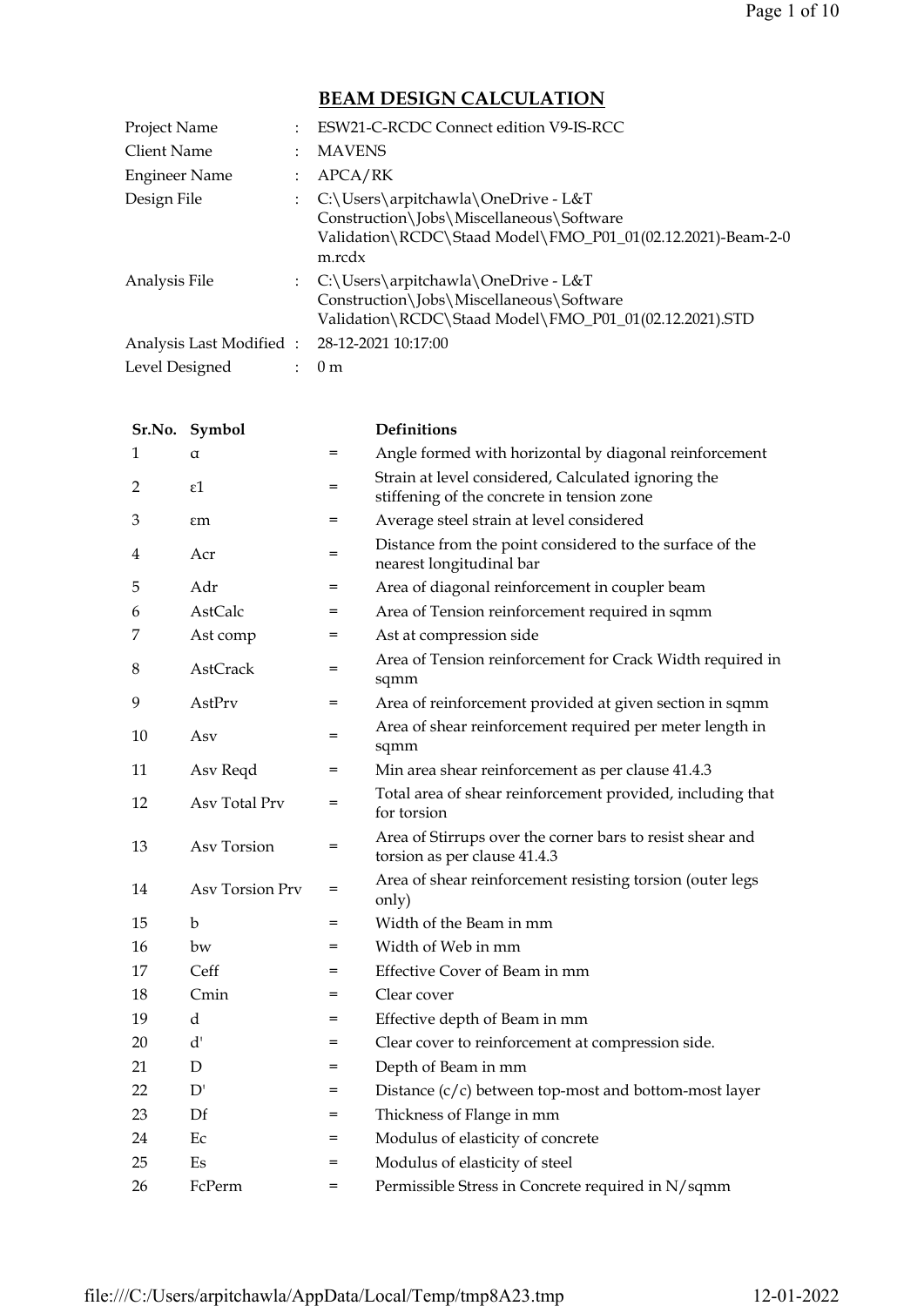# BEAM DESIGN CALCULATION

| | | |
|---|---|---|
| Project Name | : | ESW21-C-RCDC Connect edition V9-IS-RCC |
| Client Name | : | MAVENS |
| Engineer Name | : | APCA/RK |
| Design File | : | C:\Users\arpitchawla\OneDrive - L&T Construction\Jobs\Miscellaneous\Software Validation\RCDC\Staad Model\FMO_P01_01(02.12.2021)-Beam-2-0 m.rcdx |
| Analysis File | : | C:\Users\arpitchawla\OneDrive - L&T Construction\Jobs\Miscellaneous\Software Validation\RCDC\Staad Model\FMO_P01_01(02.12.2021).STD |
| Analysis Last Modified | : | 28-12-2021 10:17:00 |
| Level Designed | : | 0 m |

| Sr.No. | Symbol | | Definitions |
|---|---|---|---|
| 1 | α | = | Angle formed with horizontal by diagonal reinforcement |
| 2 | ε1 | = | Strain at level considered, Calculated ignoring the stiffening of the concrete in tension zone |
| 3 | εm | = | Average steel strain at level considered |
| 4 | Acr | = | Distance from the point considered to the surface of the nearest longitudinal bar |
| 5 | Adr | = | Area of diagonal reinforcement in coupler beam |
| 6 | AstCalc | = | Area of Tension reinforcement required in sqmm |
| 7 | Ast comp | = | Ast at compression side |
| 8 | AstCrack | = | Area of Tension reinforcement for Crack Width required in sqmm |
| 9 | AstPrv | = | Area of reinforcement provided at given section in sqmm |
| 10 | Asv | = | Area of shear reinforcement required per meter length in sqmm |
| 11 | Asv Reqd | = | Min area shear reinforcement as per clause 41.4.3 |
| 12 | Asv Total Prv | = | Total area of shear reinforcement provided, including that for torsion |
| 13 | Asv Torsion | = | Area of Stirrups over the corner bars to resist shear and torsion as per clause 41.4.3 |
| 14 | Asv Torsion Prv | = | Area of shear reinforcement resisting torsion (outer legs only) |
| 15 | b | = | Width of the Beam in mm |
| 16 | bw | = | Width of Web in mm |
| 17 | Ceff | = | Effective Cover of Beam in mm |
| 18 | Cmin | = | Clear cover |
| 19 | d | = | Effective depth of Beam in mm |
| 20 | d' | = | Clear cover to reinforcement at compression side. |
| 21 | D | = | Depth of Beam in mm |
| 22 | D' | = | Distance (c/c) between top-most and bottom-most layer |
| 23 | Df | = | Thickness of Flange in mm |
| 24 | Ec | = | Modulus of elasticity of concrete |
| 25 | Es | = | Modulus of elasticity of steel |
| 26 | FcPerm | = | Permissible Stress in Concrete required in N/sqmm |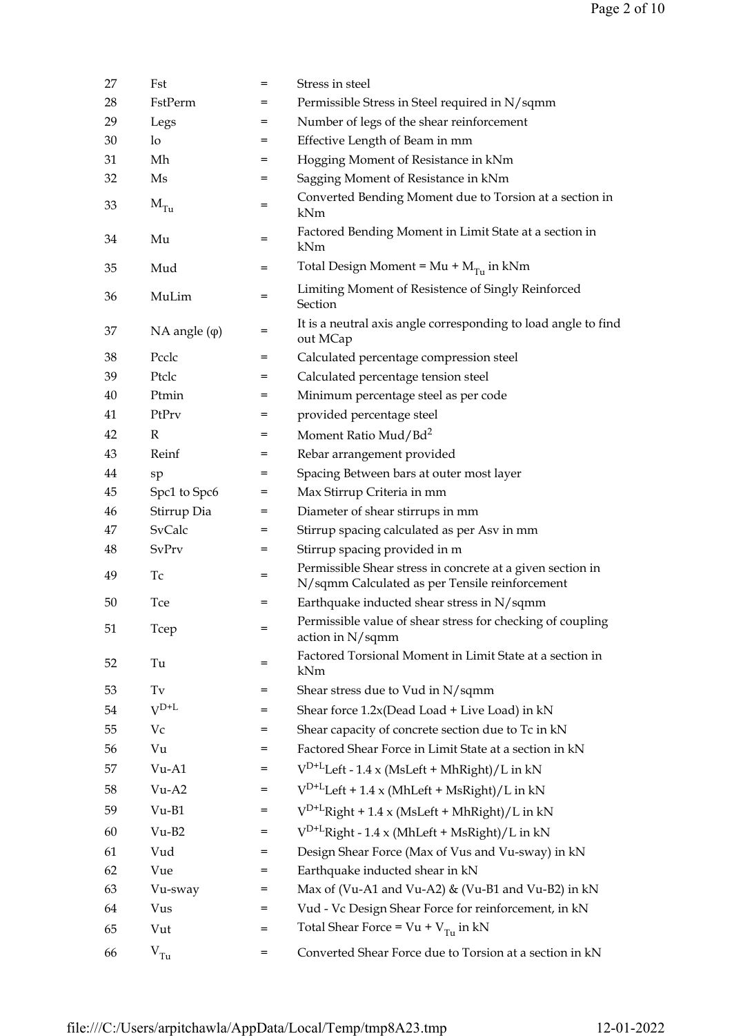| | | | |
|---|---|---|---|
| 27 | Fst | = | Stress in steel |
| 28 | FstPerm | = | Permissible Stress in Steel required in N/sqmm |
| 29 | Legs | = | Number of legs of the shear reinforcement |
| 30 | lo | = | Effective Length of Beam in mm |
| 31 | Mh | = | Hogging Moment of Resistance in kNm |
| 32 | Ms | = | Sagging Moment of Resistance in kNm |
| 33 | $M_{Tu}$ | = | Converted Bending Moment due to Torsion at a section in kNm |
| 34 | Mu | = | Factored Bending Moment in Limit State at a section in kNm |
| 35 | Mud | = | Total Design Moment = Mu + $M_{Tu}$ in kNm |
| 36 | MuLim | = | Limiting Moment of Resistence of Singly Reinforced Section |
| 37 | NA angle (φ) | = | It is a neutral axis angle corresponding to load angle to find out MCap |
| 38 | Pcclc | = | Calculated percentage compression steel |
| 39 | Ptclc | = | Calculated percentage tension steel |
| 40 | Ptmin | = | Minimum percentage steel as per code |
| 41 | PtPrv | = | provided percentage steel |
| 42 | R | = | Moment Ratio Mud/Bd$^2$ |
| 43 | Reinf | = | Rebar arrangement provided |
| 44 | sp | = | Spacing Between bars at outer most layer |
| 45 | Spc1 to Spc6 | = | Max Stirrup Criteria in mm |
| 46 | Stirrup Dia | = | Diameter of shear stirrups in mm |
| 47 | SvCalc | = | Stirrup spacing calculated as per Asv in mm |
| 48 | SvPrv | = | Stirrup spacing provided in m |
| 49 | Tc | = | Permissible Shear stress in concrete at a given section in N/sqmm Calculated as per Tensile reinforcement |
| 50 | Tce | = | Earthquake inducted shear stress in N/sqmm |
| 51 | Tcep | = | Permissible value of shear stress for checking of coupling action in N/sqmm |
| 52 | Tu | = | Factored Torsional Moment in Limit State at a section in kNm |
| 53 | Tv | = | Shear stress due to Vud in N/sqmm |
| 54 | $V^{D+L}$ | = | Shear force 1.2x(Dead Load + Live Load) in kN |
| 55 | Vc | = | Shear capacity of concrete section due to Tc in kN |
| 56 | Vu | = | Factored Shear Force in Limit State at a section in kN |
| 57 | Vu-A1 | = | $V^{D+L}$Left - 1.4 x (MsLeft + MhRight)/L in kN |
| 58 | Vu-A2 | = | $V^{D+L}$Left + 1.4 x (MhLeft + MsRight)/L in kN |
| 59 | Vu-B1 | = | $V^{D+L}$Right + 1.4 x (MsLeft + MhRight)/L in kN |
| 60 | Vu-B2 | = | $V^{D+L}$Right - 1.4 x (MhLeft + MsRight)/L in kN |
| 61 | Vud | = | Design Shear Force (Max of Vus and Vu-sway) in kN |
| 62 | Vue | = | Earthquake inducted shear in kN |
| 63 | Vu-sway | = | Max of (Vu-A1 and Vu-A2) & (Vu-B1 and Vu-B2) in kN |
| 64 | Vus | = | Vud - Vc Design Shear Force for reinforcement, in kN |
| 65 | Vut | = | Total Shear Force = Vu + $V_{Tu}$ in kN |
| 66 | $V_{Tu}$ | = | Converted Shear Force due to Torsion at a section in kN |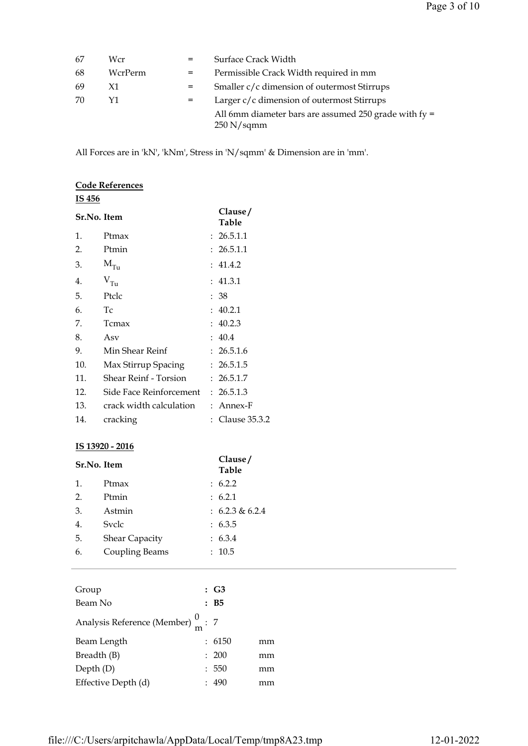| | | | |
|---|---|---|---|
| 67 | Wcr | = | Surface Crack Width |
| 68 | WcrPerm | = | Permissible Crack Width required in mm |
| 69 | X1 | = | Smaller c/c dimension of outermost Stirrups |
| 70 | Y1 | = | Larger c/c dimension of outermost Stirrups |
| | | | All 6mm diameter bars are assumed 250 grade with fy = 250 N/sqmm |

All Forces are in 'kN', 'kNm', Stress in 'N/sqmm' & Dimension are in 'mm'.

**Code References**

**IS 456**

| Sr.No. | Item | Clause / Table |
|---|---|---|
| 1. | Ptmax | : 26.5.1.1 |
| 2. | Ptmin | : 26.5.1.1 |
| 3. | $M_{Tu}$ | : 41.4.2 |
| 4. | $V_{Tu}$ | : 41.3.1 |
| 5. | Ptclc | : 38 |
| 6. | Tc | : 40.2.1 |
| 7. | Tcmax | : 40.2.3 |
| 8. | Asv | : 40.4 |
| 9. | Min Shear Reinf | : 26.5.1.6 |
| 10. | Max Stirrup Spacing | : 26.5.1.5 |
| 11. | Shear Reinf - Torsion | : 26.5.1.7 |
| 12. | Side Face Reinforcement | : 26.5.1.3 |
| 13. | crack width calculation | : Annex-F |
| 14. | cracking | : Clause 35.3.2 |

**IS 13920 - 2016**

| Sr.No. | Item | Clause / Table |
|---|---|---|
| 1. | Ptmax | : 6.2.2 |
| 2. | Ptmin | : 6.2.1 |
| 3. | Astmin | : 6.2.3 & 6.2.4 |
| 4. | Svclc | : 6.3.5 |
| 5. | Shear Capacity | : 6.3.4 |
| 6. | Coupling Beams | : 10.5 |

---

| | | |
|---|---|---|
| Group | : **G3** | |
| Beam No | : **B5** | |
| Analysis Reference (Member) $^{0}_{m}$ | : 7 | |
| Beam Length | : 6150 | mm |
| Breadth (B) | : 200 | mm |
| Depth (D) | : 550 | mm |
| Effective Depth (d) | : 490 | mm |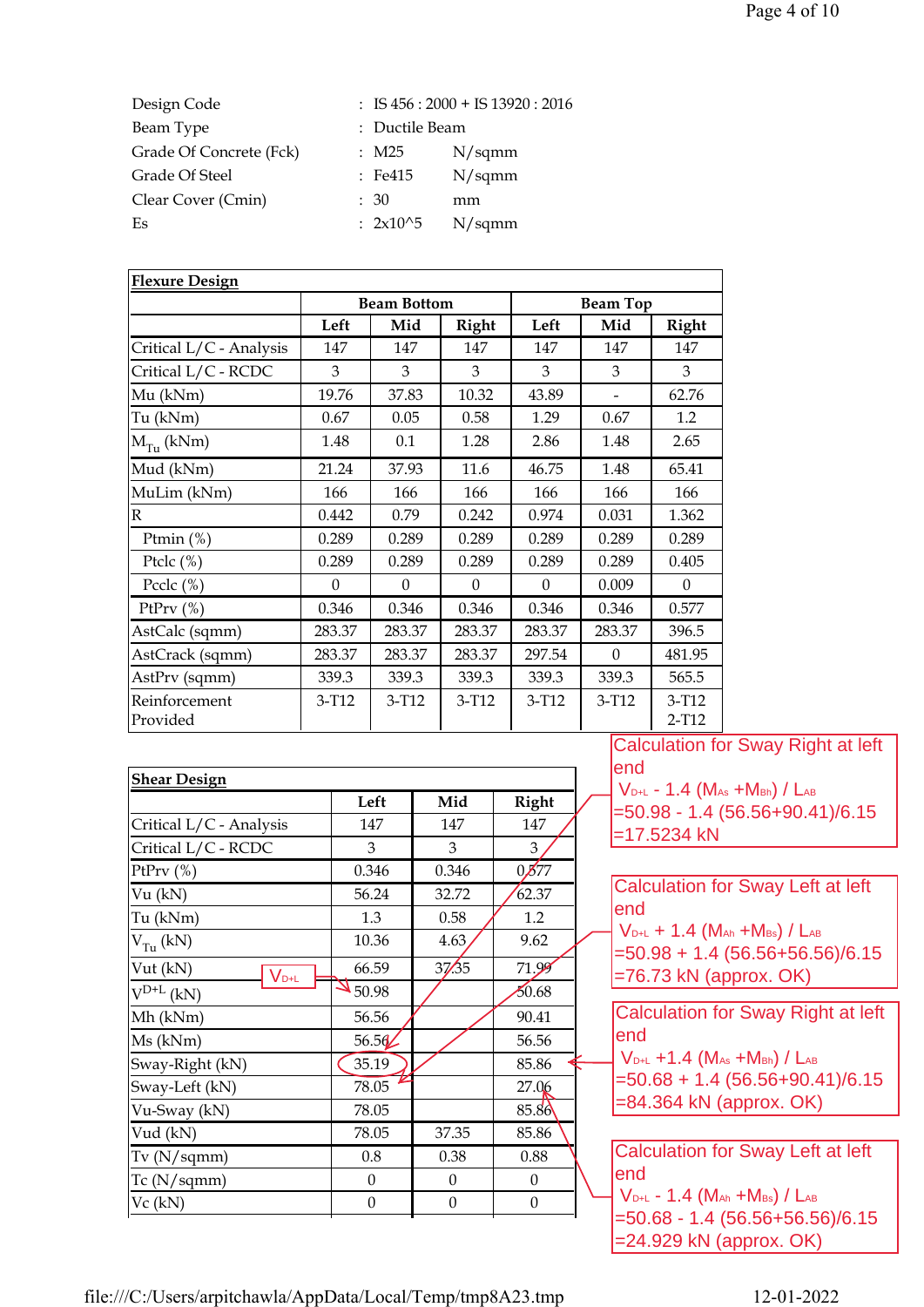| | | | |
|---|---|---|---|
| Design Code | : | IS 456 : 2000 + IS 13920 : 2016 | |
| Beam Type | : | Ductile Beam | |
| Grade Of Concrete (Fck) | : | M25 | N/sqmm |
| Grade Of Steel | : | Fe415 | N/sqmm |
| Clear Cover (Cmin) | : | 30 | mm |
| Es | : | 2x10^5 | N/sqmm |

**Flexure Design**

| | Beam Bottom | | | Beam Top | | |
|---|---|---|---|---|---|---|
| | Left | Mid | Right | Left | Mid | Right |
| Critical L/C - Analysis | 147 | 147 | 147 | 147 | 147 | 147 |
| Critical L/C - RCDC | 3 | 3 | 3 | 3 | 3 | 3 |
| Mu (kNm) | 19.76 | 37.83 | 10.32 | 43.89 | - | 62.76 |
| Tu (kNm) | 0.67 | 0.05 | 0.58 | 1.29 | 0.67 | 1.2 |
| $M_{Tu}$ (kNm) | 1.48 | 0.1 | 1.28 | 2.86 | 1.48 | 2.65 |
| Mud (kNm) | 21.24 | 37.93 | 11.6 | 46.75 | 1.48 | 65.41 |
| MuLim (kNm) | 166 | 166 | 166 | 166 | 166 | 166 |
| R | 0.442 | 0.79 | 0.242 | 0.974 | 0.031 | 1.362 |
| Ptmin (%) | 0.289 | 0.289 | 0.289 | 0.289 | 0.289 | 0.289 |
| Ptclc (%) | 0.289 | 0.289 | 0.289 | 0.289 | 0.289 | 0.405 |
| Pcclc (%) | 0 | 0 | 0 | 0 | 0.009 | 0 |
| PtPrv (%) | 0.346 | 0.346 | 0.346 | 0.346 | 0.346 | 0.577 |
| AstCalc (sqmm) | 283.37 | 283.37 | 283.37 | 283.37 | 283.37 | 396.5 |
| AstCrack (sqmm) | 283.37 | 283.37 | 283.37 | 297.54 | 0 | 481.95 |
| AstPrv (sqmm) | 339.3 | 339.3 | 339.3 | 339.3 | 339.3 | 565.5 |
| Reinforcement Provided | 3-T12 | 3-T12 | 3-T12 | 3-T12 | 3-T12 | 3-T12 2-T12 |

**Shear Design**

| | Left | Mid | Right |
|---|---|---|---|
| Critical L/C - Analysis | 147 | 147 | 147 |
| Critical L/C - RCDC | 3 | 3 | 3 |
| PtPrv (%) | 0.346 | 0.346 | 0.577 |
| Vu (kN) | 56.24 | 32.72 | 62.37 |
| Tu (kNm) | 1.3 | 0.58 | 1.2 |
| $V_{Tu}$ (kN) | 10.36 | 4.63 | 9.62 |
| Vut (kN) | 66.59 | 37.35 | 71.99 |
| $V^{D+L}$ (kN) | 50.98 | | 50.68 |
| Mh (kNm) | 56.56 | | 90.41 |
| Ms (kNm) | 56.56 | | 56.56 |
| Sway-Right (kN) | 35.19 | | 85.86 |
| Sway-Left (kN) | 78.05 | | 27.06 |
| Vu-Sway (kN) | 78.05 | | 85.86 |
| Vud (kN) | 78.05 | 37.35 | 85.86 |
| Tv (N/sqmm) | 0.8 | 0.38 | 0.88 |
| Tc (N/sqmm) | 0 | 0 | 0 |
| Vc (kN) | 0 | 0 | 0 |

$V_{D+L}$

Calculation for Sway Right at left end
$V_{D+L} - 1.4 (M_{As} + M_{Bh}) / L_{AB}$
$= 50.98 - 1.4 (56.56+90.41)/6.15$
$= 17.5234$ kN

Calculation for Sway Left at left end
$V_{D+L} + 1.4 (M_{Ah} + M_{Bs}) / L_{AB}$
$= 50.98 + 1.4 (56.56+56.56)/6.15$
$= 76.73$ kN (approx. OK)

Calculation for Sway Right at left end
$V_{D+L} + 1.4 (M_{As} + M_{Bh}) / L_{AB}$
$= 50.68 + 1.4 (56.56+90.41)/6.15$
$= 84.364$ kN (approx. OK)

Calculation for Sway Left at left end
$V_{D+L} - 1.4 (M_{Ah} + M_{Bs}) / L_{AB}$
$= 50.68 - 1.4 (56.56+56.56)/6.15$
$= 24.929$ kN (approx. OK)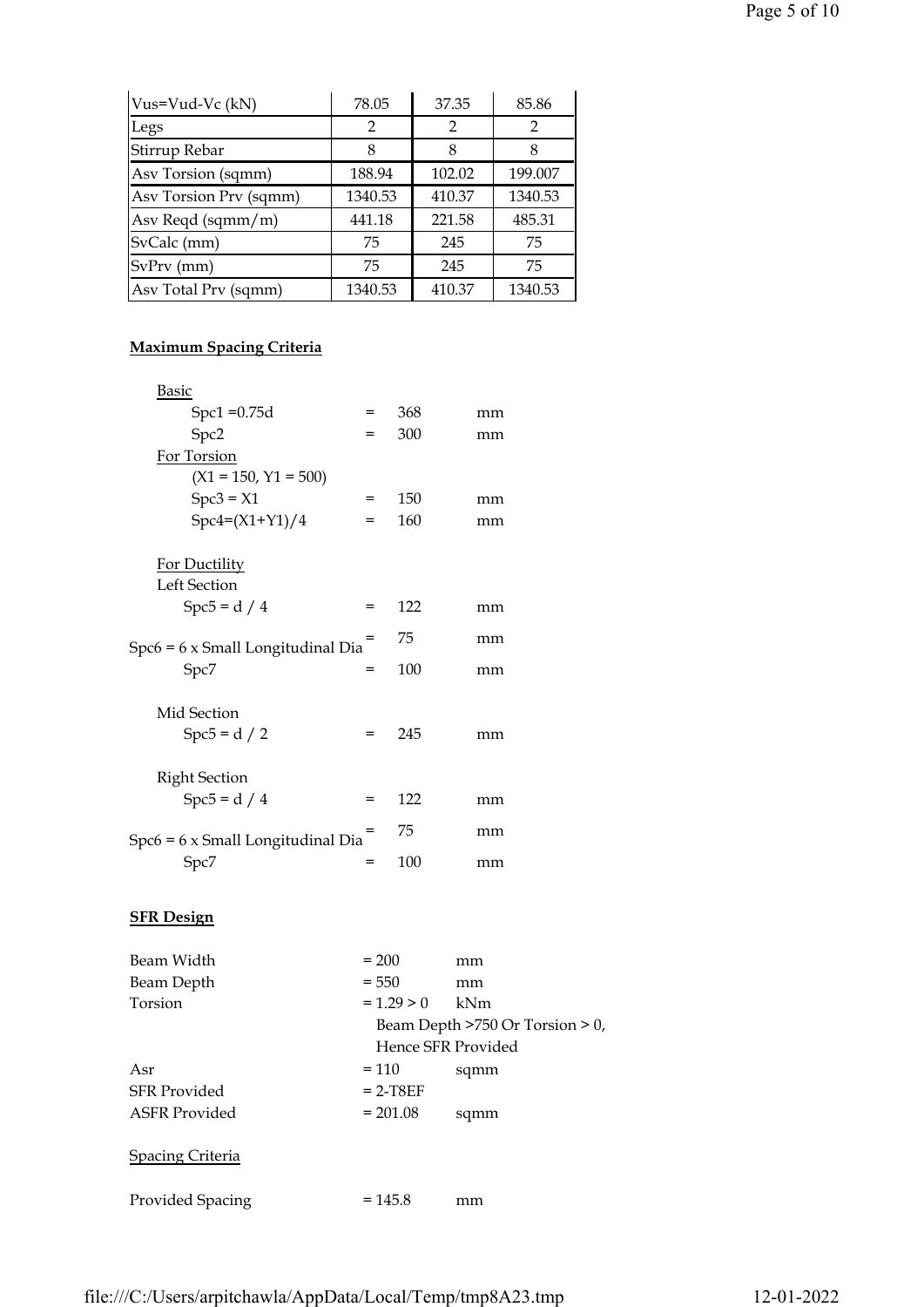| Vus=Vud-Vc (kN) | 78.05 | 37.35 | 85.86 |
|---|---|---|---|
| Legs | 2 | 2 | 2 |
| Stirrup Rebar | 8 | 8 | 8 |
| Asv Torsion (sqmm) | 188.94 | 102.02 | 199.007 |
| Asv Torsion Prv (sqmm) | 1340.53 | 410.37 | 1340.53 |
| Asv Reqd (sqmm/m) | 441.18 | 221.58 | 485.31 |
| SvCalc (mm) | 75 | 245 | 75 |
| SvPrv (mm) | 75 | 245 | 75 |
| Asv Total Prv (sqmm) | 1340.53 | 410.37 | 1340.53 |

**Maximum Spacing Criteria**

Basic

| | | | |
|---|---|---|---|
| Spc1 =0.75d | = | 368 | mm |
| Spc2 | = | 300 | mm |

For Torsion

(X1 = 150, Y1 = 500)

| | | | |
|---|---|---|---|
| Spc3 = X1 | = | 150 | mm |
| Spc4=(X1+Y1)/4 | = | 160 | mm |

For Ductility

Left Section

| | | | |
|---|---|---|---|
| Spc5 = d / 4 | = | 122 | mm |
| Spc6 = 6 x Small Longitudinal Dia | = | 75 | mm |
| Spc7 | = | 100 | mm |

Mid Section

| | | | |
|---|---|---|---|
| Spc5 = d / 2 | = | 245 | mm |

Right Section

| | | | |
|---|---|---|---|
| Spc5 = d / 4 | = | 122 | mm |
| Spc6 = 6 x Small Longitudinal Dia | = | 75 | mm |
| Spc7 | = | 100 | mm |

**SFR Design**

| | | |
|---|---|---|
| Beam Width | = 200 | mm |
| Beam Depth | = 550 | mm |
| Torsion | = 1.29 > 0 | kNm |
| | Beam Depth >750 Or Torsion > 0, Hence SFR Provided | |
| Asr | = 110 | sqmm |
| SFR Provided | = 2-T8EF | |
| ASFR Provided | = 201.08 | sqmm |

Spacing Criteria

| | | |
|---|---|---|
| Provided Spacing | = 145.8 | mm |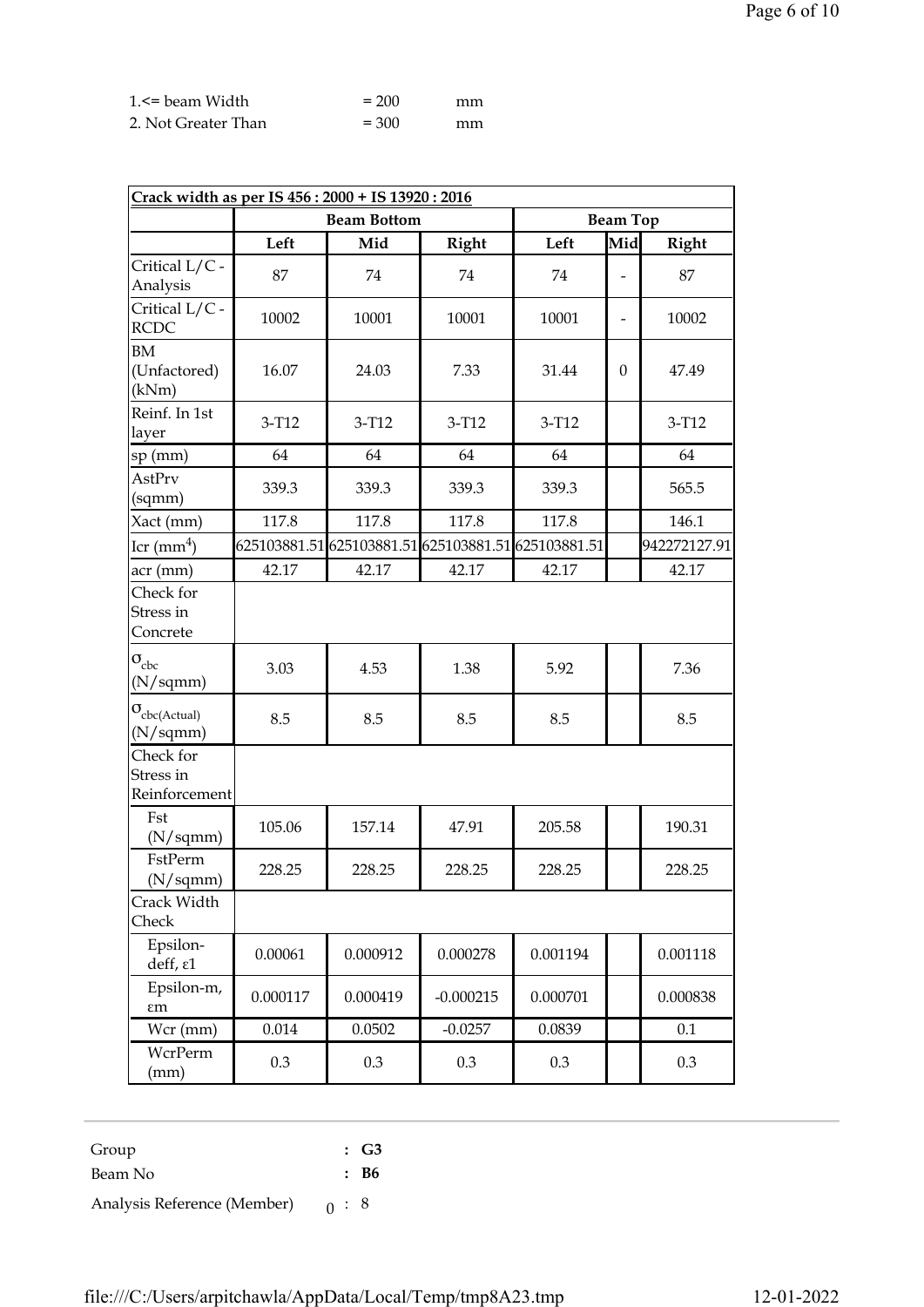| | | |
|---|---|---|
| 1.<= beam Width | = 200 | mm |
| 2. Not Greater Than | = 300 | mm |

| Crack width as per IS 456 : 2000 + IS 13920 : 2016 | | | | | | |
|---|---|---|---|---|---|---|
| | Beam Bottom | | | Beam Top | | |
| | Left | Mid | Right | Left | Mid | Right |
| Critical L/C - Analysis | 87 | 74 | 74 | 74 | - | 87 |
| Critical L/C - RCDC | 10002 | 10001 | 10001 | 10001 | - | 10002 |
| BM (Unfactored) (kNm) | 16.07 | 24.03 | 7.33 | 31.44 | 0 | 47.49 |
| Reinf. In 1st layer | 3-T12 | 3-T12 | 3-T12 | 3-T12 | | 3-T12 |
| sp (mm) | 64 | 64 | 64 | 64 | | 64 |
| AstPrv (sqmm) | 339.3 | 339.3 | 339.3 | 339.3 | | 565.5 |
| Xact (mm) | 117.8 | 117.8 | 117.8 | 117.8 | | 146.1 |
| Icr ($mm^4$) | 625103881.51 | 625103881.51 | 625103881.51 | 625103881.51 | | 942272127.91 |
| acr (mm) | 42.17 | 42.17 | 42.17 | 42.17 | | 42.17 |
| Check for Stress in Concrete | | | | | | |
| $\sigma_{cbc}$ (N/sqmm) | 3.03 | 4.53 | 1.38 | 5.92 | | 7.36 |
| $\sigma_{cbc(Actual)}$ (N/sqmm) | 8.5 | 8.5 | 8.5 | 8.5 | | 8.5 |
| Check for Stress in Reinforcement | | | | | | |
| Fst (N/sqmm) | 105.06 | 157.14 | 47.91 | 205.58 | | 190.31 |
| FstPerm (N/sqmm) | 228.25 | 228.25 | 228.25 | 228.25 | | 228.25 |
| Crack Width Check | | | | | | |
| Epsilon-deff, $\varepsilon 1$ | 0.00061 | 0.000912 | 0.000278 | 0.001194 | | 0.001118 |
| Epsilon-m, $\varepsilon m$ | 0.000117 | 0.000419 | -0.000215 | 0.000701 | | 0.000838 |
| Wcr (mm) | 0.014 | 0.0502 | -0.0257 | 0.0839 | | 0.1 |
| WcrPerm (mm) | 0.3 | 0.3 | 0.3 | 0.3 | | 0.3 |

---

| | |
|---|---|
| Group | : **G3** |
| Beam No | : **B6** |
| Analysis Reference (Member) | 0 : 8 |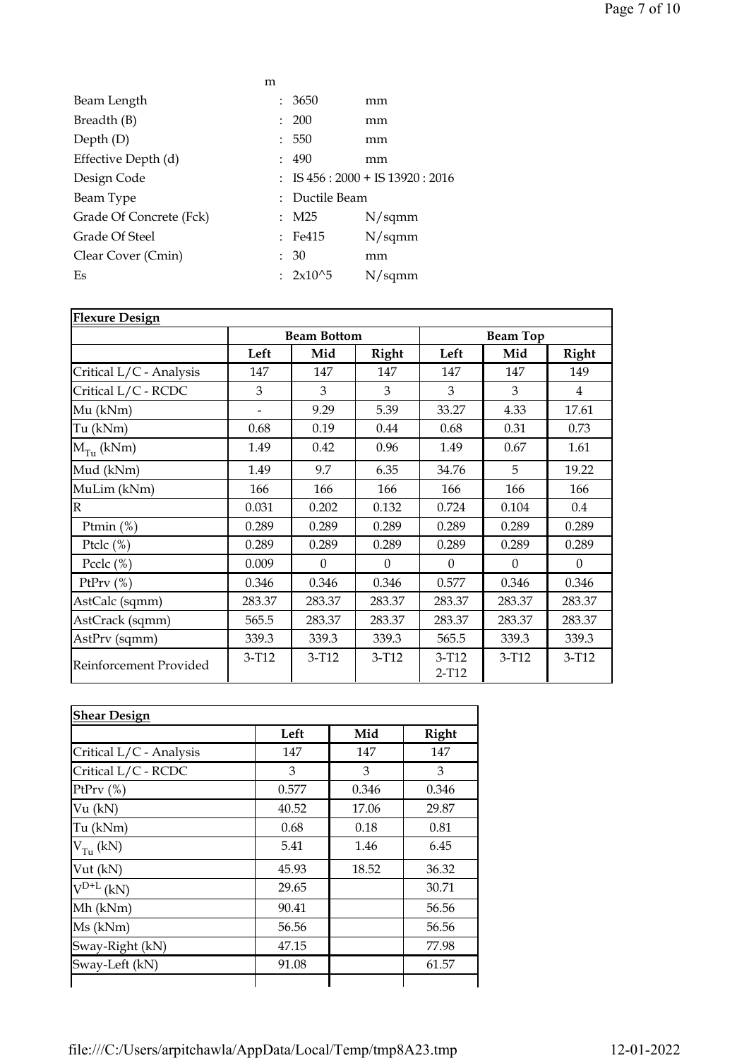m

| | | | |
|---|---|---|---|
| Beam Length | : | 3650 | mm |
| Breadth (B) | : | 200 | mm |
| Depth (D) | : | 550 | mm |
| Effective Depth (d) | : | 490 | mm |
| Design Code | : | IS 456 : 2000 + IS 13920 : 2016 | |
| Beam Type | : | Ductile Beam | |
| Grade Of Concrete (Fck) | : | M25 | N/sqmm |
| Grade Of Steel | : | Fe415 | N/sqmm |
| Clear Cover (Cmin) | : | 30 | mm |
| Es | : | 2x10^5 | N/sqmm |

| Flexure Design | Beam Bottom | | | Beam Top | | |
|---|---|---|---|---|---|---|
| | Left | Mid | Right | Left | Mid | Right |
| Critical L/C - Analysis | 147 | 147 | 147 | 147 | 147 | 149 |
| Critical L/C - RCDC | 3 | 3 | 3 | 3 | 3 | 4 |
| Mu (kNm) | - | 9.29 | 5.39 | 33.27 | 4.33 | 17.61 |
| Tu (kNm) | 0.68 | 0.19 | 0.44 | 0.68 | 0.31 | 0.73 |
| $M_{Tu}$ (kNm) | 1.49 | 0.42 | 0.96 | 1.49 | 0.67 | 1.61 |
| Mud (kNm) | 1.49 | 9.7 | 6.35 | 34.76 | 5 | 19.22 |
| MuLim (kNm) | 166 | 166 | 166 | 166 | 166 | 166 |
| R | 0.031 | 0.202 | 0.132 | 0.724 | 0.104 | 0.4 |
| Ptmin (%) | 0.289 | 0.289 | 0.289 | 0.289 | 0.289 | 0.289 |
| Ptclc (%) | 0.289 | 0.289 | 0.289 | 0.289 | 0.289 | 0.289 |
| Pcclc (%) | 0.009 | 0 | 0 | 0 | 0 | 0 |
| PtPrv (%) | 0.346 | 0.346 | 0.346 | 0.577 | 0.346 | 0.346 |
| AstCalc (sqmm) | 283.37 | 283.37 | 283.37 | 283.37 | 283.37 | 283.37 |
| AstCrack (sqmm) | 565.5 | 283.37 | 283.37 | 283.37 | 283.37 | 283.37 |
| AstPrv (sqmm) | 339.3 | 339.3 | 339.3 | 565.5 | 339.3 | 339.3 |
| Reinforcement Provided | 3-T12 | 3-T12 | 3-T12 | 3-T12 2-T12 | 3-T12 | 3-T12 |

| Shear Design | Left | Mid | Right |
|---|---|---|---|
| Critical L/C - Analysis | 147 | 147 | 147 |
| Critical L/C - RCDC | 3 | 3 | 3 |
| PtPrv (%) | 0.577 | 0.346 | 0.346 |
| Vu (kN) | 40.52 | 17.06 | 29.87 |
| Tu (kNm) | 0.68 | 0.18 | 0.81 |
| $V_{Tu}$ (kN) | 5.41 | 1.46 | 6.45 |
| Vut (kN) | 45.93 | 18.52 | 36.32 |
| $V^{D+L}$ (kN) | 29.65 | | 30.71 |
| Mh (kNm) | 90.41 | | 56.56 |
| Ms (kNm) | 56.56 | | 56.56 |
| Sway-Right (kN) | 47.15 | | 77.98 |
| Sway-Left (kN) | 91.08 | | 61.57 |
| | | | |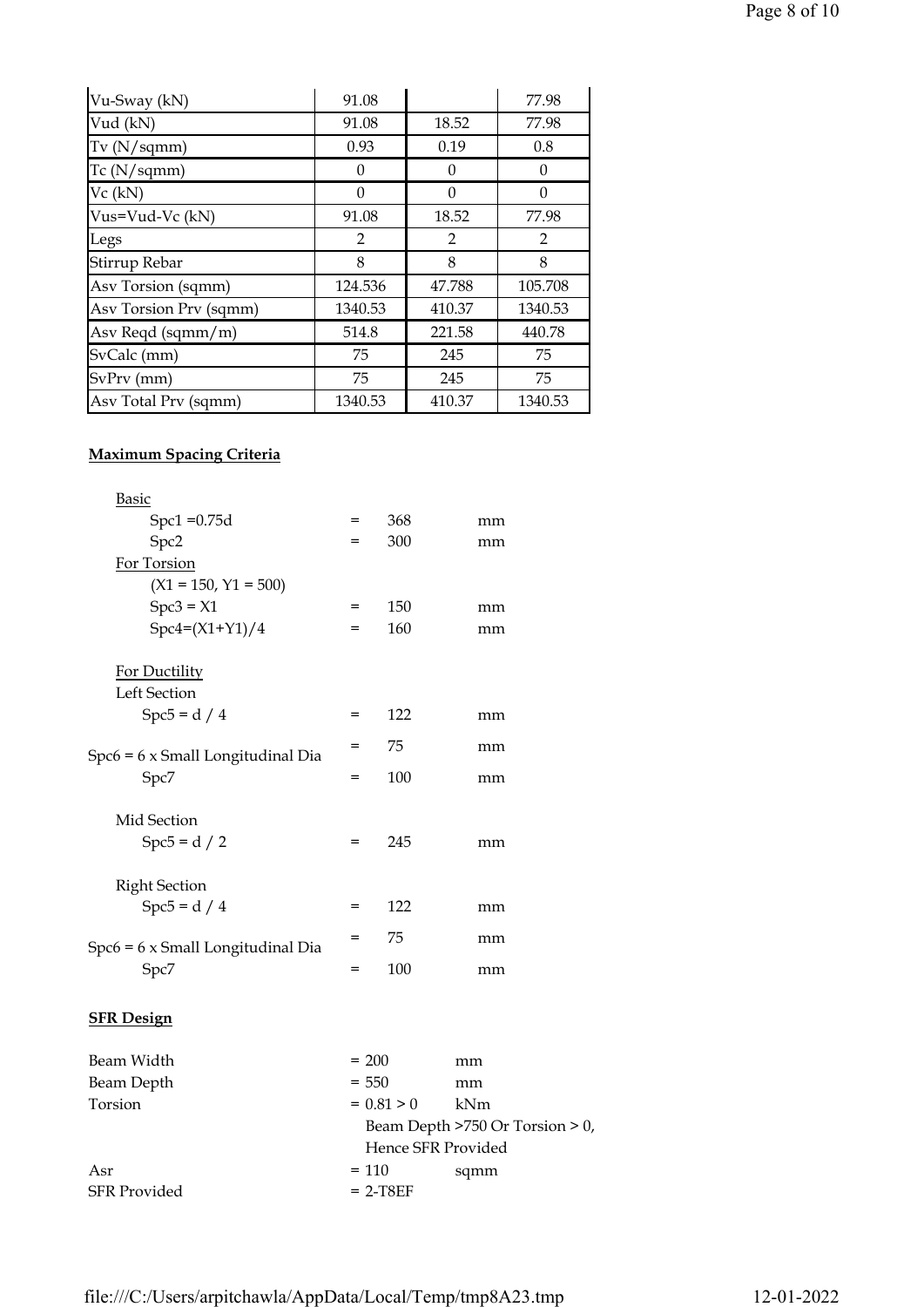| | | | |
|---|---|---|---|
| Vu-Sway (kN) | 91.08 | | 77.98 |
| Vud (kN) | 91.08 | 18.52 | 77.98 |
| Tv (N/sqmm) | 0.93 | 0.19 | 0.8 |
| Tc (N/sqmm) | 0 | 0 | 0 |
| Vc (kN) | 0 | 0 | 0 |
| Vus=Vud-Vc (kN) | 91.08 | 18.52 | 77.98 |
| Legs | 2 | 2 | 2 |
| Stirrup Rebar | 8 | 8 | 8 |
| Asv Torsion (sqmm) | 124.536 | 47.788 | 105.708 |
| Asv Torsion Prv (sqmm) | 1340.53 | 410.37 | 1340.53 |
| Asv Reqd (sqmm/m) | 514.8 | 221.58 | 440.78 |
| SvCalc (mm) | 75 | 245 | 75 |
| SvPrv (mm) | 75 | 245 | 75 |
| Asv Total Prv (sqmm) | 1340.53 | 410.37 | 1340.53 |

**Maximum Spacing Criteria**

Basic

| | | | |
|---|---|---|---|
| Spc1 =0.75d | = | 368 | mm |
| Spc2 | = | 300 | mm |

For Torsion

(X1 = 150, Y1 = 500)

| | | | |
|---|---|---|---|
| Spc3 = X1 | = | 150 | mm |
| Spc4=(X1+Y1)/4 | = | 160 | mm |

For Ductility

Left Section

| | | | |
|---|---|---|---|
| Spc5 = d / 4 | = | 122 | mm |
| Spc6 = 6 x Small Longitudinal Dia | = | 75 | mm |
| Spc7 | = | 100 | mm |

Mid Section

| | | | |
|---|---|---|---|
| Spc5 = d / 2 | = | 245 | mm |

Right Section

| | | | |
|---|---|---|---|
| Spc5 = d / 4 | = | 122 | mm |
| Spc6 = 6 x Small Longitudinal Dia | = | 75 | mm |
| Spc7 | = | 100 | mm |

**SFR Design**

| | | |
|---|---|---|
| Beam Width | = 200 | mm |
| Beam Depth | = 550 | mm |
| Torsion | = 0.81 > 0 | kNm |
| | Beam Depth >750 Or Torsion > 0, Hence SFR Provided | |
| Asr | = 110 | sqmm |
| SFR Provided | = 2-T8EF | |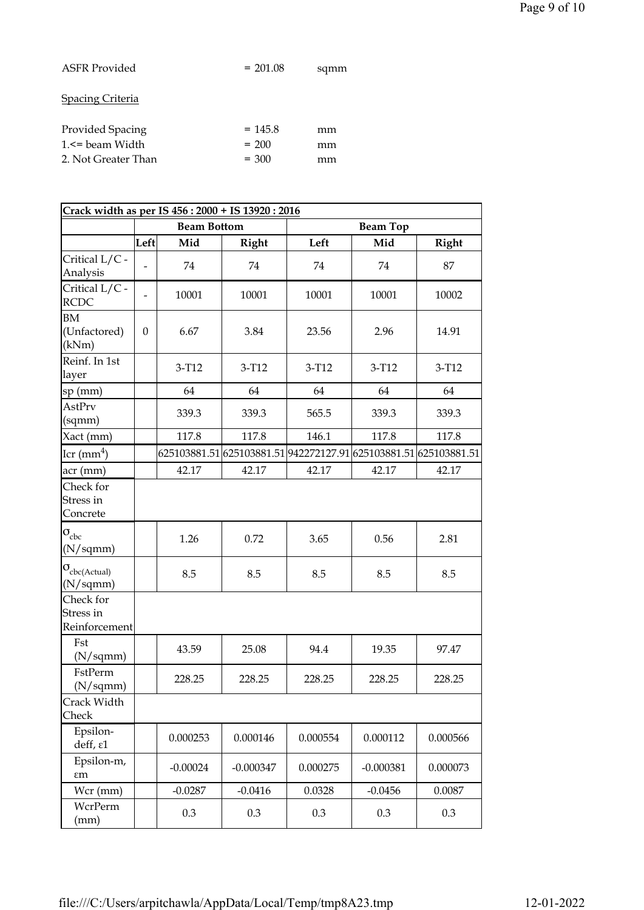ASFR Provided = 201.08 sqmm

Spacing Criteria

Provided Spacing = 145.8 mm
1.<= beam Width = 200 mm
2. Not Greater Than = 300 mm

| Crack width as per IS 456 : 2000 + IS 13920 : 2016 | | | | | | |
|---|---|---|---|---|---|---|
| | Beam Bottom | | | Beam Top | | |
| | Left | Mid | Right | Left | Mid | Right |
| Critical L/C - Analysis | - | 74 | 74 | 74 | 74 | 87 |
| Critical L/C - RCDC | - | 10001 | 10001 | 10001 | 10001 | 10002 |
| BM (Unfactored) (kNm) | 0 | 6.67 | 3.84 | 23.56 | 2.96 | 14.91 |
| Reinf. In 1st layer | | 3-T12 | 3-T12 | 3-T12 | 3-T12 | 3-T12 |
| sp (mm) | | 64 | 64 | 64 | 64 | 64 |
| AstPrv (sqmm) | | 339.3 | 339.3 | 565.5 | 339.3 | 339.3 |
| Xact (mm) | | 117.8 | 117.8 | 146.1 | 117.8 | 117.8 |
| Icr ($mm^4$) | | 625103881.51 | 625103881.51 | 942272127.91 | 625103881.51 | 625103881.51 |
| acr (mm) | | 42.17 | 42.17 | 42.17 | 42.17 | 42.17 |
| Check for Stress in Concrete | | | | | | |
| $\sigma_{cbc}$ (N/sqmm) | | 1.26 | 0.72 | 3.65 | 0.56 | 2.81 |
| $\sigma_{cbc(Actual)}$ (N/sqmm) | | 8.5 | 8.5 | 8.5 | 8.5 | 8.5 |
| Check for Stress in Reinforcement | | | | | | |
| Fst (N/sqmm) | | 43.59 | 25.08 | 94.4 | 19.35 | 97.47 |
| FstPerm (N/sqmm) | | 228.25 | 228.25 | 228.25 | 228.25 | 228.25 |
| Crack Width Check | | | | | | |
| Epsilon-deff, $\varepsilon 1$ | | 0.000253 | 0.000146 | 0.000554 | 0.000112 | 0.000566 |
| Epsilon-m, $\varepsilon m$ | | -0.00024 | -0.000347 | 0.000275 | -0.000381 | 0.000073 |
| Wcr (mm) | | -0.0287 | -0.0416 | 0.0328 | -0.0456 | 0.0087 |
| WcrPerm (mm) | | 0.3 | 0.3 | 0.3 | 0.3 | 0.3 |